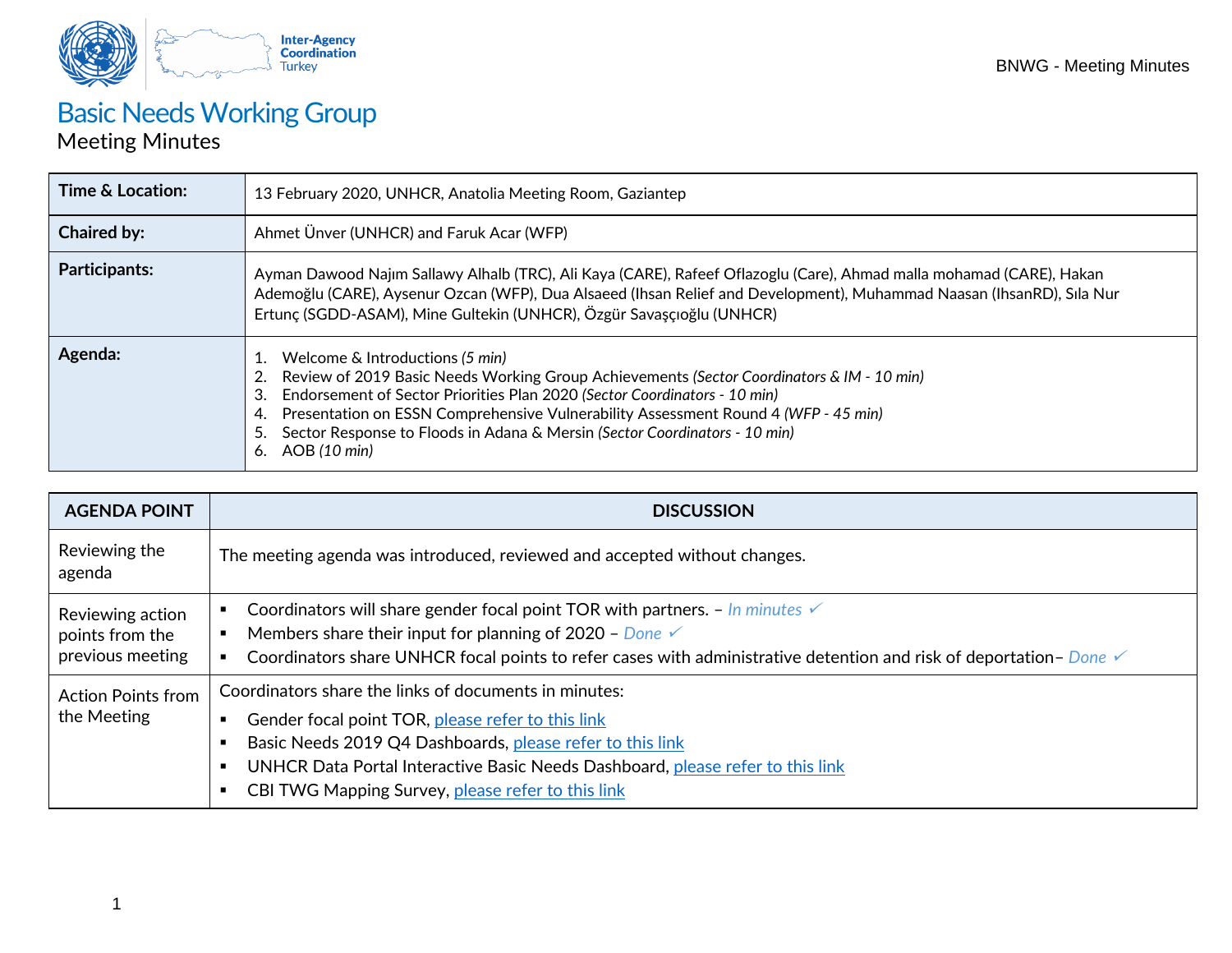# Basic Needs Working Group

Meeting Minutes

| **Time & Location:** | 13 February 2020, UNHCR, Anatolia Meeting Room, Gaziantep |
|---|---|
| **Chaired by:** | Ahmet Ünver (UNHCR) and Faruk Acar (WFP) |
| **Participants:** | Ayman Dawood Najım Sallawy Alhalb (TRC), Ali Kaya (CARE), Rafeef Oflazoglu (Care), Ahmad malla mohamad (CARE), Hakan Ademoğlu (CARE), Aysenur Ozcan (WFP), Dua Alsaeed (Ihsan Relief and Development), Muhammad Naasan (IhsanRD), Sıla Nur Ertunç (SGDD-ASAM), Mine Gultekin (UNHCR), Özgür Savaşçıoğlu (UNHCR) |
| **Agenda:** | 1. Welcome & Introductions *(5 min)*<br>2. Review of 2019 Basic Needs Working Group Achievements *(Sector Coordinators & IM - 10 min)*<br>3. Endorsement of Sector Priorities Plan 2020 *(Sector Coordinators - 10 min)*<br>4. Presentation on ESSN Comprehensive Vulnerability Assessment Round 4 *(WFP - 45 min)*<br>5. Sector Response to Floods in Adana & Mersin *(Sector Coordinators - 10 min)*<br>6. AOB *(10 min)* |

| **AGENDA POINT** | **DISCUSSION** |
|---|---|
| Reviewing the agenda | The meeting agenda was introduced, reviewed and accepted without changes. |
| Reviewing action points from the previous meeting | ▪ Coordinators will share gender focal point TOR with partners. – *In minutes* ✓<br>▪ Members share their input for planning of 2020 – *Done* ✓<br>▪ Coordinators share UNHCR focal points to refer cases with administrative detention and risk of deportation– *Done* ✓ |
| Action Points from the Meeting | Coordinators share the links of documents in minutes:<br>▪ Gender focal point TOR, please refer to this link<br>▪ Basic Needs 2019 Q4 Dashboards, please refer to this link<br>▪ UNHCR Data Portal Interactive Basic Needs Dashboard, please refer to this link<br>▪ CBI TWG Mapping Survey, please refer to this link |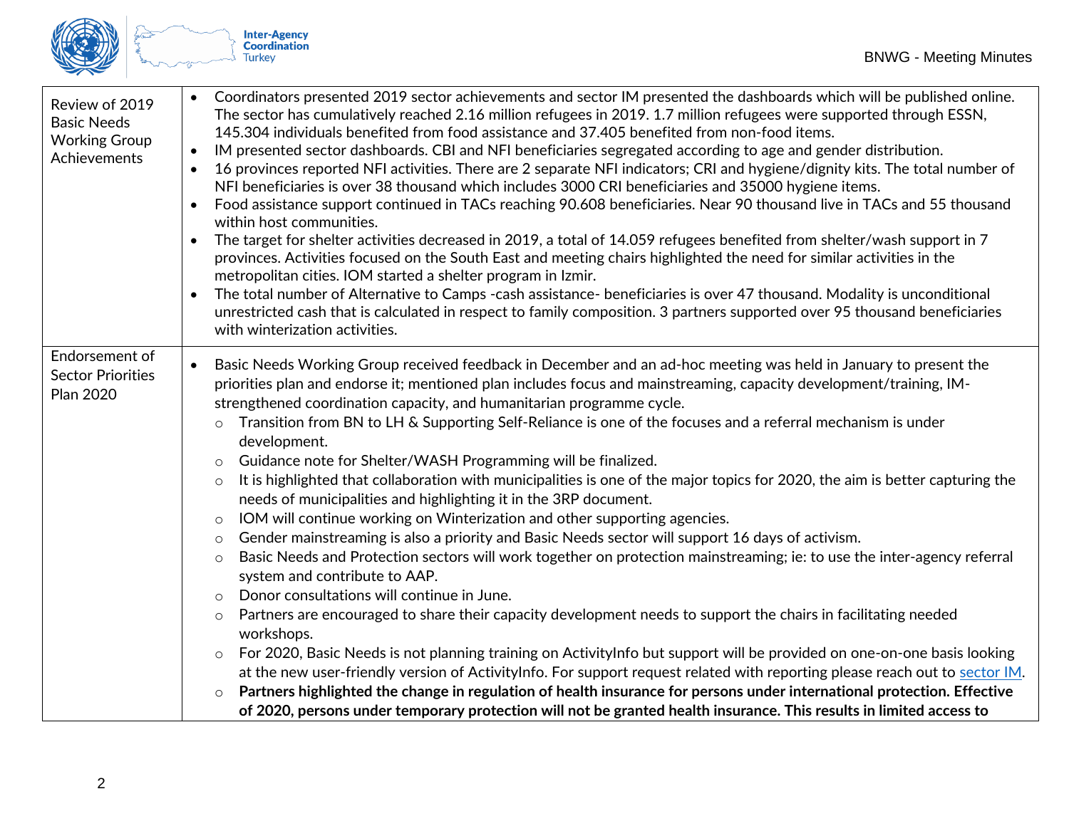| | |
|---|---|
| Review of 2019 Basic Needs Working Group Achievements | • Coordinators presented 2019 sector achievements and sector IM presented the dashboards which will be published online. The sector has cumulatively reached 2.16 million refugees in 2019. 1.7 million refugees were supported through ESSN, 145.304 individuals benefited from food assistance and 37.405 benefited from non-food items.<br>• IM presented sector dashboards. CBI and NFI beneficiaries segregated according to age and gender distribution.<br>• 16 provinces reported NFI activities. There are 2 separate NFI indicators; CRI and hygiene/dignity kits. The total number of NFI beneficiaries is over 38 thousand which includes 3000 CRI beneficiaries and 35000 hygiene items.<br>• Food assistance support continued in TACs reaching 90.608 beneficiaries. Near 90 thousand live in TACs and 55 thousand within host communities.<br>• The target for shelter activities decreased in 2019, a total of 14.059 refugees benefited from shelter/wash support in 7 provinces. Activities focused on the South East and meeting chairs highlighted the need for similar activities in the metropolitan cities. IOM started a shelter program in Izmir.<br>• The total number of Alternative to Camps -cash assistance- beneficiaries is over 47 thousand. Modality is unconditional unrestricted cash that is calculated in respect to family composition. 3 partners supported over 95 thousand beneficiaries with winterization activities. |
| Endorsement of Sector Priorities Plan 2020 | • Basic Needs Working Group received feedback in December and an ad-hoc meeting was held in January to present the priorities plan and endorse it; mentioned plan includes focus and mainstreaming, capacity development/training, IM-strengthened coordination capacity, and humanitarian programme cycle.<br>  ○ Transition from BN to LH & Supporting Self-Reliance is one of the focuses and a referral mechanism is under development.<br>  ○ Guidance note for Shelter/WASH Programming will be finalized.<br>  ○ It is highlighted that collaboration with municipalities is one of the major topics for 2020, the aim is better capturing the needs of municipalities and highlighting it in the 3RP document.<br>  ○ IOM will continue working on Winterization and other supporting agencies.<br>  ○ Gender mainstreaming is also a priority and Basic Needs sector will support 16 days of activism.<br>  ○ Basic Needs and Protection sectors will work together on protection mainstreaming; ie: to use the inter-agency referral system and contribute to AAP.<br>  ○ Donor consultations will continue in June.<br>  ○ Partners are encouraged to share their capacity development needs to support the chairs in facilitating needed workshops.<br>  ○ For 2020, Basic Needs is not planning training on ActivityInfo but support will be provided on one-on-one basis looking at the new user-friendly version of ActivityInfo. For support request related with reporting please reach out to sector IM.<br>  ○ **Partners highlighted the change in regulation of health insurance for persons under international protection. Effective of 2020, persons under temporary protection will not be granted health insurance. This results in limited access to** |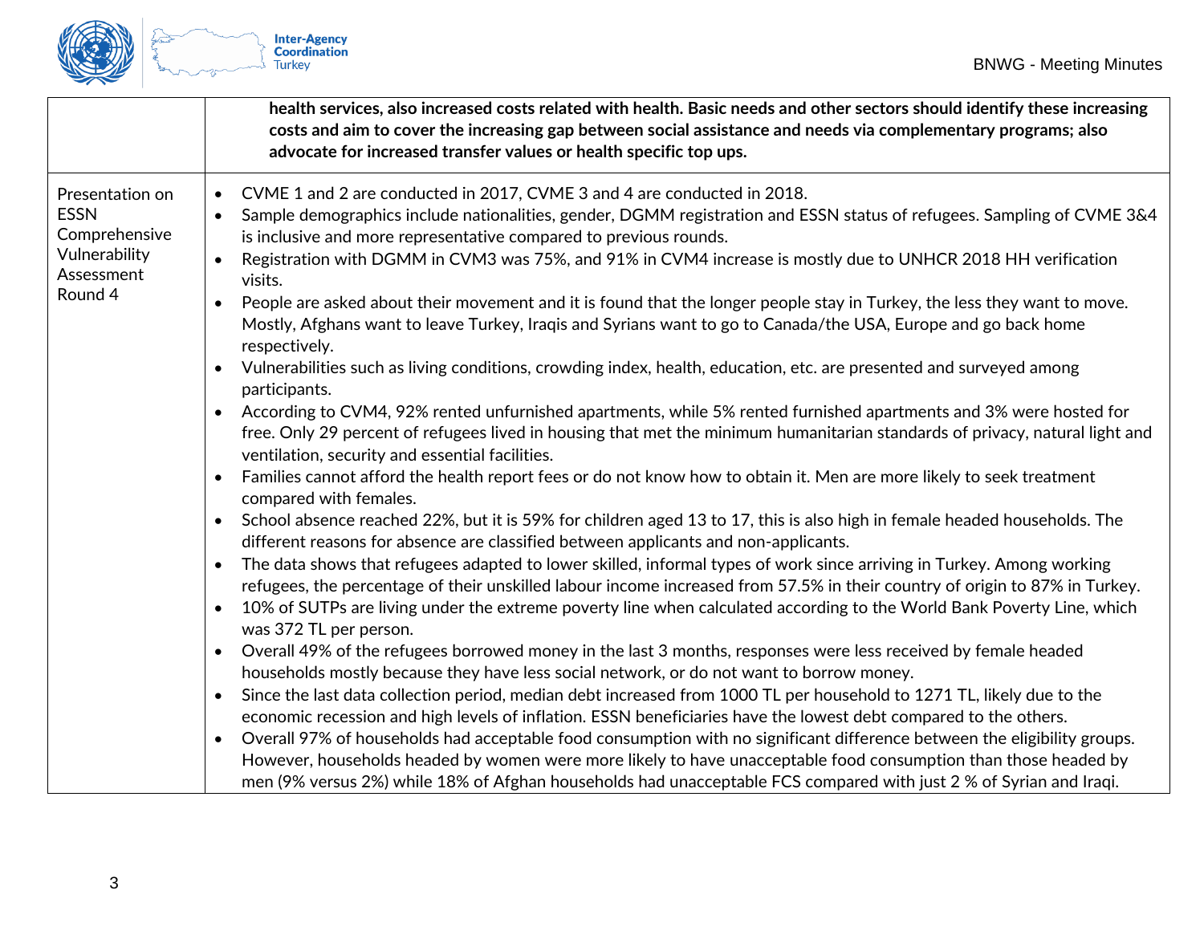| | |
|---|---|
| | **health services, also increased costs related with health. Basic needs and other sectors should identify these increasing costs and aim to cover the increasing gap between social assistance and needs via complementary programs; also advocate for increased transfer values or health specific top ups.** |
| Presentation on ESSN Comprehensive Vulnerability Assessment Round 4 | • CVME 1 and 2 are conducted in 2017, CVME 3 and 4 are conducted in 2018.<br>• Sample demographics include nationalities, gender, DGMM registration and ESSN status of refugees. Sampling of CVME 3&4 is inclusive and more representative compared to previous rounds.<br>• Registration with DGMM in CVM3 was 75%, and 91% in CVM4 increase is mostly due to UNHCR 2018 HH verification visits.<br>• People are asked about their movement and it is found that the longer people stay in Turkey, the less they want to move. Mostly, Afghans want to leave Turkey, Iraqis and Syrians want to go to Canada/the USA, Europe and go back home respectively.<br>• Vulnerabilities such as living conditions, crowding index, health, education, etc. are presented and surveyed among participants.<br>• According to CVM4, 92% rented unfurnished apartments, while 5% rented furnished apartments and 3% were hosted for free. Only 29 percent of refugees lived in housing that met the minimum humanitarian standards of privacy, natural light and ventilation, security and essential facilities.<br>• Families cannot afford the health report fees or do not know how to obtain it. Men are more likely to seek treatment compared with females.<br>• School absence reached 22%, but it is 59% for children aged 13 to 17, this is also high in female headed households. The different reasons for absence are classified between applicants and non-applicants.<br>• The data shows that refugees adapted to lower skilled, informal types of work since arriving in Turkey. Among working refugees, the percentage of their unskilled labour income increased from 57.5% in their country of origin to 87% in Turkey.<br>• 10% of SUTPs are living under the extreme poverty line when calculated according to the World Bank Poverty Line, which was 372 TL per person.<br>• Overall 49% of the refugees borrowed money in the last 3 months, responses were less received by female headed households mostly because they have less social network, or do not want to borrow money.<br>• Since the last data collection period, median debt increased from 1000 TL per household to 1271 TL, likely due to the economic recession and high levels of inflation. ESSN beneficiaries have the lowest debt compared to the others.<br>• Overall 97% of households had acceptable food consumption with no significant difference between the eligibility groups. However, households headed by women were more likely to have unacceptable food consumption than those headed by men (9% versus 2%) while 18% of Afghan households had unacceptable FCS compared with just 2 % of Syrian and Iraqi. |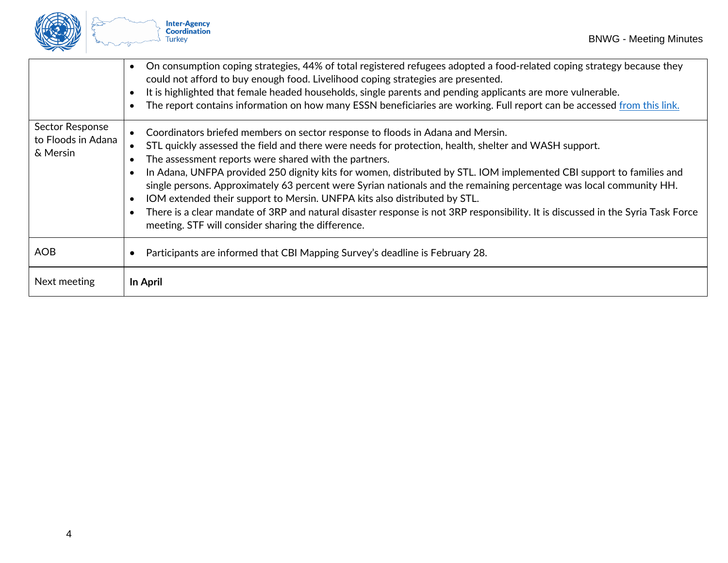| | |
|---|---|
| | • On consumption coping strategies, 44% of total registered refugees adopted a food-related coping strategy because they could not afford to buy enough food. Livelihood coping strategies are presented.<br>• It is highlighted that female headed households, single parents and pending applicants are more vulnerable.<br>• The report contains information on how many ESSN beneficiaries are working. Full report can be accessed from this link. |
| Sector Response to Floods in Adana & Mersin | • Coordinators briefed members on sector response to floods in Adana and Mersin.<br>• STL quickly assessed the field and there were needs for protection, health, shelter and WASH support.<br>• The assessment reports were shared with the partners.<br>• In Adana, UNFPA provided 250 dignity kits for women, distributed by STL. IOM implemented CBI support to families and single persons. Approximately 63 percent were Syrian nationals and the remaining percentage was local community HH.<br>• IOM extended their support to Mersin. UNFPA kits also distributed by STL.<br>• There is a clear mandate of 3RP and natural disaster response is not 3RP responsibility. It is discussed in the Syria Task Force meeting. STF will consider sharing the difference. |
| AOB | • Participants are informed that CBI Mapping Survey's deadline is February 28. |
| Next meeting | **In April** |